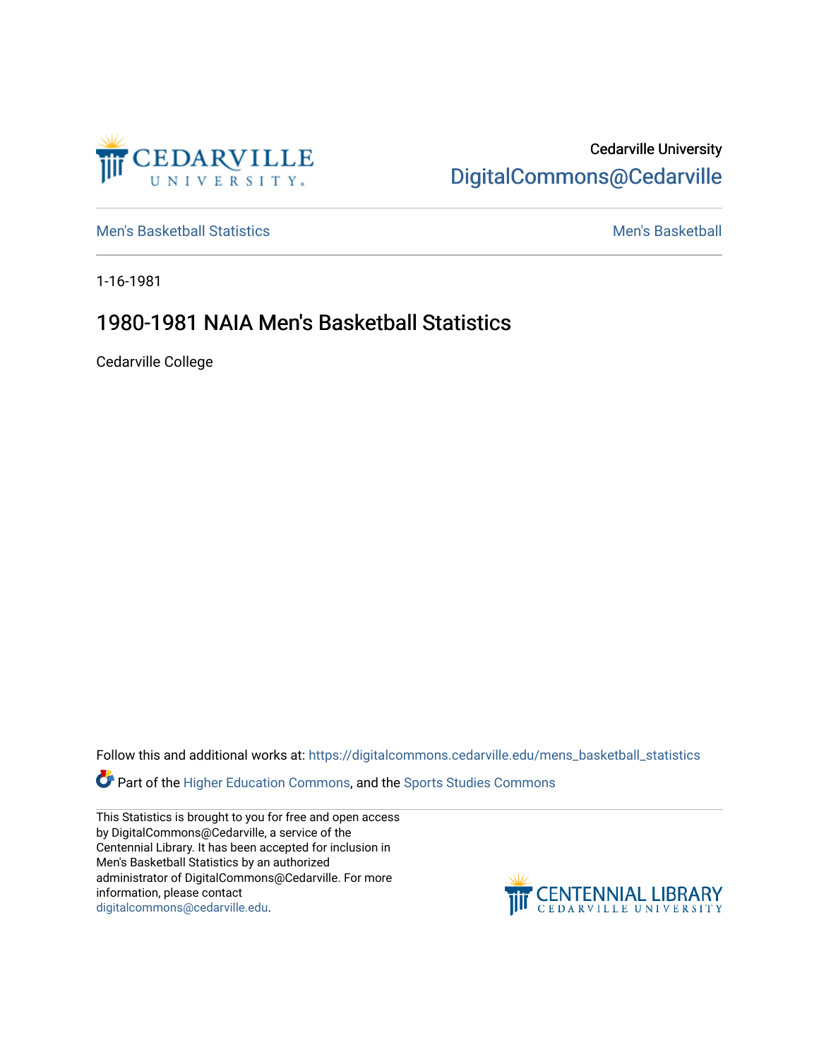Cedarville University
DigitalCommons@Cedarville

Men's Basketball Statistics | Men's Basketball

1-16-1981

# 1980-1981 NAIA Men's Basketball Statistics

Cedarville College

Follow this and additional works at: https://digitalcommons.cedarville.edu/mens_basketball_statistics

Part of the Higher Education Commons, and the Sports Studies Commons

This Statistics is brought to you for free and open access by DigitalCommons@Cedarville, a service of the Centennial Library. It has been accepted for inclusion in Men's Basketball Statistics by an authorized administrator of DigitalCommons@Cedarville. For more information, please contact digitalcommons@cedarville.edu.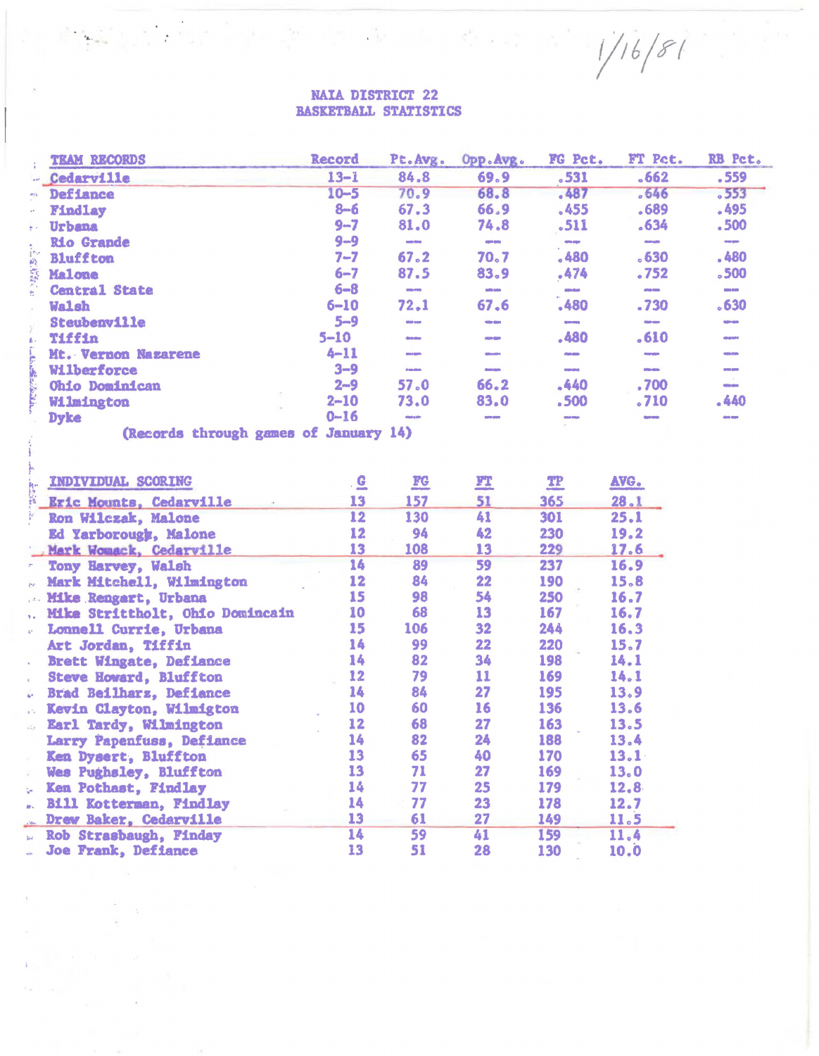1/16/81

# NAIA DISTRICT 22
## BASKETBALL STATISTICS

| TEAM RECORDS | Record | Pt.Avg. | Opp.Avg. | FG Pct. | FT Pct. | RB Pct. |
|---|---|---|---|---|---|---|
| Cedarville | 13-1 | 84.8 | 69.9 | .531 | .662 | .559 |
| Defiance | 10-5 | 70.9 | 68.8 | .487 | .646 | .553 |
| Findlay | 8-6 | 67.3 | 66.9 | .455 | .689 | .495 |
| Urbana | 9-7 | 81.0 | 74.8 | .511 | .634 | .500 |
| Rio Grande | 9-9 | --- | --- | --- | --- | --- |
| Bluffton | 7-7 | 67.2 | 70.7 | .480 | .630 | .480 |
| Malone | 6-7 | 87.5 | 83.9 | .474 | .752 | .500 |
| Central State | 6-8 | --- | --- | --- | --- | --- |
| Walsh | 6-10 | 72.1 | 67.6 | .480 | .730 | .630 |
| Steubenville | 5-9 | --- | --- | --- | --- | --- |
| Tiffin | 5-10 | --- | --- | .480 | .610 | --- |
| Mt. Vernon Nazarene | 4-11 | --- | --- | --- | --- | --- |
| Wilberforce | 3-9 | --- | --- | --- | --- | --- |
| Ohio Dominican | 2-9 | 57.0 | 66.2 | .440 | .700 | --- |
| Wilmington | 2-10 | 73.0 | 83.0 | .500 | .710 | .440 |
| Dyke | 0-16 | --- | --- | --- | --- | --- |

(Records through games of January 14)

| INDIVIDUAL SCORING | G | FG | FT | TP | AVG. |
|---|---|---|---|---|---|
| Eric Mounts, Cedarville | 13 | 157 | 51 | 365 | 28.1 |
| Ron Wilczak, Malone | 12 | 130 | 41 | 301 | 25.1 |
| Ed Yarborough, Malone | 12 | 94 | 42 | 230 | 19.2 |
| Mark Womack, Cedarville | 13 | 108 | 13 | 229 | 17.6 |
| Tony Harvey, Walsh | 14 | 89 | 59 | 237 | 16.9 |
| Mark Mitchell, Wilmington | 12 | 84 | 22 | 190 | 15.8 |
| Mike Rengert, Urbana | 15 | 98 | 54 | 250 | 16.7 |
| Mike Strittholt, Ohio Domincain | 10 | 68 | 13 | 167 | 16.7 |
| Lonnell Currie, Urbana | 15 | 106 | 32 | 244 | 16.3 |
| Art Jordan, Tiffin | 14 | 99 | 22 | 220 | 15.7 |
| Brett Wingate, Defiance | 14 | 82 | 34 | 198 | 14.1 |
| Steve Howard, Bluffton | 12 | 79 | 11 | 169 | 14.1 |
| Brad Beilharz, Defiance | 14 | 84 | 27 | 195 | 13.9 |
| Kevin Clayton, Wilmigton | 10 | 60 | 16 | 136 | 13.6 |
| Earl Tardy, Wilmington | 12 | 68 | 27 | 163 | 13.5 |
| Larry Papenfuss, Defiance | 14 | 82 | 24 | 188 | 13.4 |
| Ken Dysert, Bluffton | 13 | 65 | 40 | 170 | 13.1 |
| Wes Pughsley, Bluffton | 13 | 71 | 27 | 169 | 13.0 |
| Ken Pothast, Findlay | 14 | 77 | 25 | 179 | 12.8 |
| Bill Kotterman, Findlay | 14 | 77 | 23 | 178 | 12.7 |
| Drew Baker, Cedarville | 13 | 61 | 27 | 149 | 11.5 |
| Rob Strasbaugh, Finday | 14 | 59 | 41 | 159 | 11.4 |
| Joe Frank, Defiance | 13 | 51 | 28 | 130 | 10.0 |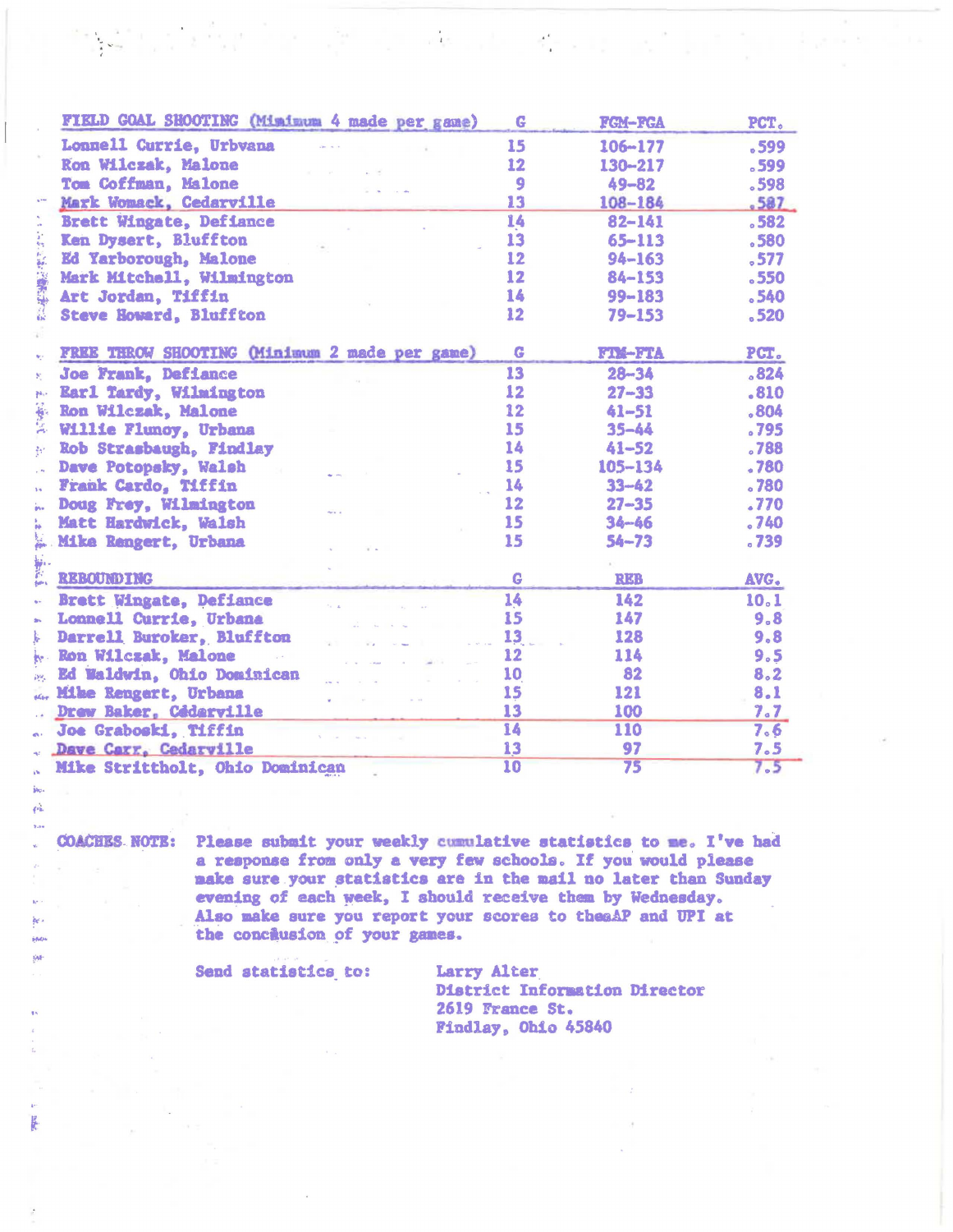| FIELD GOAL SHOOTING (Minimum 4 made per game) | G | FGM-FGA | PCT. |
|---|---|---|---|
| Lonnell Currie, Urbvana | 15 | 106-177 | .599 |
| Ron Wilczak, Malone | 12 | 130-217 | .599 |
| Tom Coffman, Malone | 9 | 49-82 | .598 |
| Mark Womack, Cedarville | 13 | 108-184 | .587 |
| Brett Wingate, Defiance | 14 | 82-141 | .582 |
| Ken Dysert, Bluffton | 13 | 65-113 | .580 |
| Ed Yarborough, Malone | 12 | 94-163 | .577 |
| Mark Mitchell, Wilmington | 12 | 84-153 | .550 |
| Art Jordan, Tiffin | 14 | 99-183 | .540 |
| Steve Howard, Bluffton | 12 | 79-153 | .520 |

| FREE THROW SHOOTING (Minimum 2 made per game) | G | FTM-FTA | PCT. |
|---|---|---|---|
| Joe Frank, Defiance | 13 | 28-34 | .824 |
| Earl Tardy, Wilmington | 12 | 27-33 | .810 |
| Ron Wilczak, Malone | 12 | 41-51 | .804 |
| Willie Flunoy, Urbana | 15 | 35-44 | .795 |
| Rob Strasbaugh, Findlay | 14 | 41-52 | .788 |
| Dave Potopsky, Walsh | 15 | 105-134 | .780 |
| Frank Cardo, Tiffin | 14 | 33-42 | .780 |
| Doug Frey, Wilmington | 12 | 27-35 | .770 |
| Matt Hardwick, Walsh | 15 | 34-46 | .740 |
| Mike Rengert, Urbana | 15 | 54-73 | .739 |

| REBOUNDING | G | REB | AVG. |
|---|---|---|---|
| Brett Wingate, Defiance | 14 | 142 | 10.1 |
| Lonnell Currie, Urbana | 15 | 147 | 9.8 |
| Darrell Buroker, Bluffton | 13 | 128 | 9.8 |
| Ron Wilczak, Malone | 12 | 114 | 9.5 |
| Ed Waldwin, Ohio Dominican | 10 | 82 | 8.2 |
| Mike Rengert, Urbana | 15 | 121 | 8.1 |
| Drew Baker, Cedarville | 13 | 100 | 7.7 |
| Joe Graboski, Tiffin | 14 | 110 | 7.6 |
| Dave Carr, Cedarville | 13 | 97 | 7.5 |
| Mike Strittholt, Ohio Dominican | 10 | 75 | 7.5 |

COACHES NOTE: Please submit your weekly cumulative statistics to me. I've had a response from only a very few schools. If you would please make sure your statistics are in the mail no later than Sunday evening of each week, I should receive them by Wednesday. Also make sure you report your scores to theaAP and UPI at the conclusion of your games.

Send statistics to:

Larry Alter
District Information Director
2619 France St.
Findlay, Ohio 45840